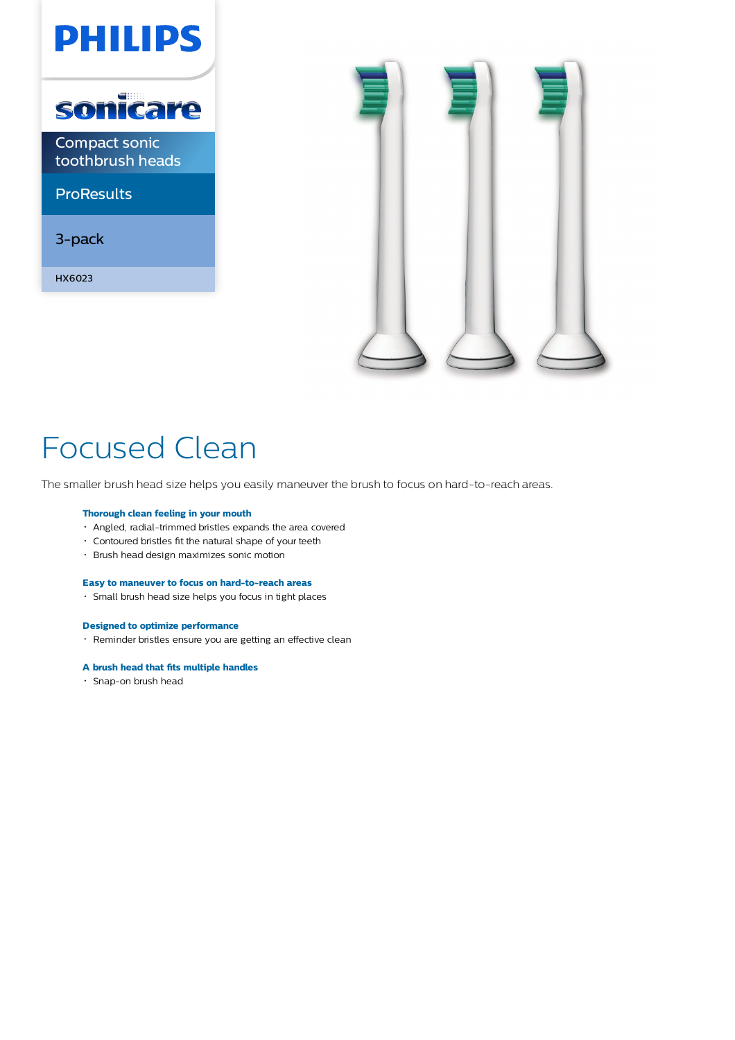PHILIPS

sonicare

Compact sonic toothbrush heads

ProResults

3-pack

HX6023

# Focused Clean

The smaller brush head size helps you easily maneuver the brush to focus on hard-to-reach areas.

**Thorough clean feeling in your mouth**

- Angled, radial-trimmed bristles expands the area covered
- Contoured bristles fit the natural shape of your teeth
- Brush head design maximizes sonic motion

**Easy to maneuver to focus on hard-to-reach areas**

- Small brush head size helps you focus in tight places

**Designed to optimize performance**

- Reminder bristles ensure you are getting an effective clean

**A brush head that fits multiple handles**

- Snap-on brush head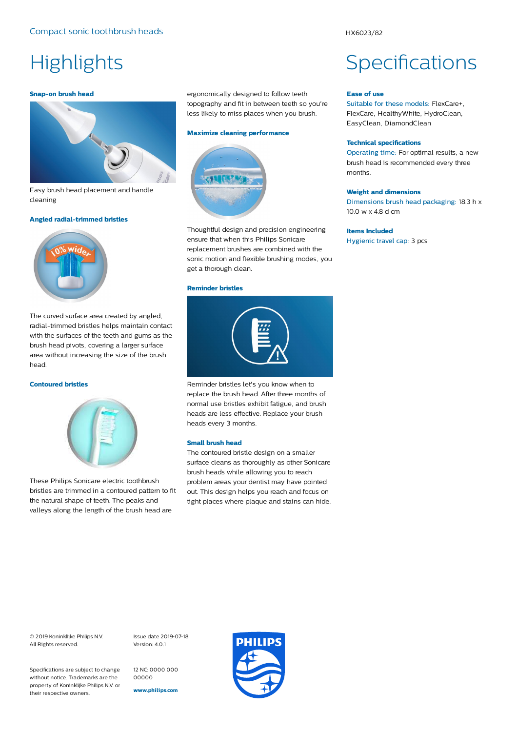Compact sonic toothbrush heads

HX6023/82

# Highlights

### Snap-on brush head

Easy brush head placement and handle cleaning

### Angled radial-trimmed bristles

10% wider

The curved surface area created by angled, radial-trimmed bristles helps maintain contact with the surfaces of the teeth and gums as the brush head pivots, covering a larger surface area without increasing the size of the brush head.

### Contoured bristles

These Philips Sonicare electric toothbrush bristles are trimmed in a contoured pattern to fit the natural shape of teeth. The peaks and valleys along the length of the brush head are ergonomically designed to follow teeth topography and fit in between teeth so you're less likely to miss places when you brush.

### Maximize cleaning performance

Thoughtful design and precision engineering ensure that when this Philips Sonicare replacement brushes are combined with the sonic motion and flexible brushing modes, you get a thorough clean.

### Reminder bristles

Reminder bristles let's you know when to replace the brush head. After three months of normal use bristles exhibit fatigue, and brush heads are less effective. Replace your brush heads every 3 months.

### Small brush head

The contoured bristle design on a smaller surface cleans as thoroughly as other Sonicare brush heads while allowing you to reach problem areas your dentist may have pointed out. This design helps you reach and focus on tight places where plaque and stains can hide.

# Specifications

### Ease of use

- Suitable for these models: FlexCare+, FlexCare, HealthyWhite, HydroClean, EasyClean, DiamondClean

### Technical specifications

- Operating time: For optimal results, a new brush head is recommended every three months.

### Weight and dimensions

- Dimensions brush head packaging: 18.3 h x 10.0 w x 4.8 d cm

### Items Included

- Hygienic travel cap: 3 pcs

© 2019 Koninklijke Philips N.V.
All Rights reserved.

Specifications are subject to change without notice. Trademarks are the property of Koninklijke Philips N.V. or their respective owners.

Issue date 2019-07-18
Version: 4.0.1

12 NC: 0000 000 00000

www.philips.com

PHILIPS